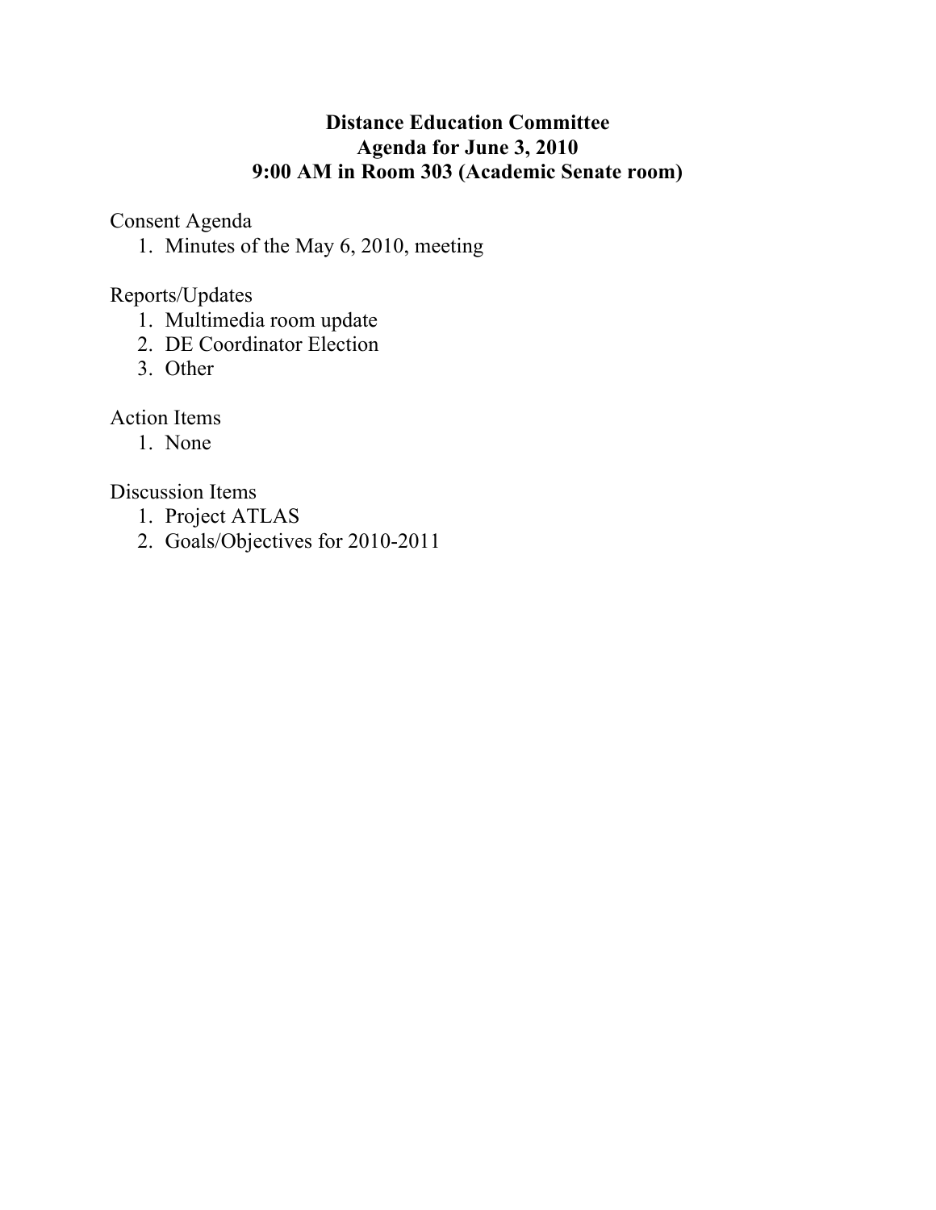# Distance Education Committee
## Agenda for June 3, 2010
## 9:00 AM in Room 303 (Academic Senate room)

Consent Agenda
1. Minutes of the May 6, 2010, meeting

Reports/Updates
1. Multimedia room update
2. DE Coordinator Election
3. Other

Action Items
1. None

Discussion Items
1. Project ATLAS
2. Goals/Objectives for 2010-2011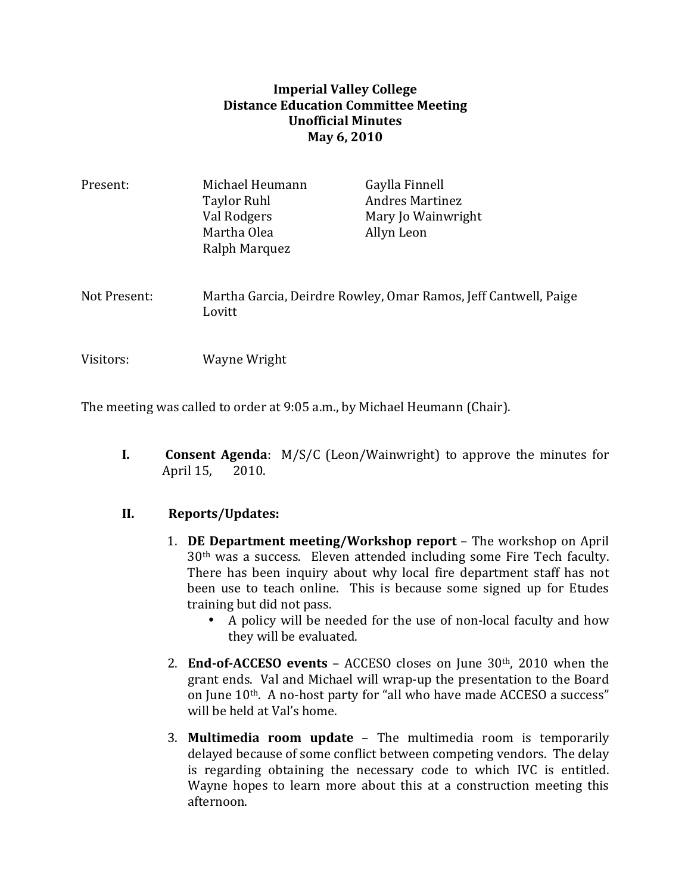**Imperial Valley College**
**Distance Education Committee Meeting**
**Unofficial Minutes**
**May 6, 2010**

| | | |
|---|---|---|
| Present: | Michael Heumann | Gaylla Finnell |
| | Taylor Ruhl | Andres Martinez |
| | Val Rodgers | Mary Jo Wainwright |
| | Martha Olea | Allyn Leon |
| | Ralph Marquez | |

Not Present: Martha Garcia, Deirdre Rowley, Omar Ramos, Jeff Cantwell, Paige Lovitt

Visitors: Wayne Wright

The meeting was called to order at 9:05 a.m., by Michael Heumann (Chair).

I. **Consent Agenda**: M/S/C (Leon/Wainwright) to approve the minutes for April 15, 2010.

II. **Reports/Updates:**

1. **DE Department meeting/Workshop report** – The workshop on April 30th was a success. Eleven attended including some Fire Tech faculty. There has been inquiry about why local fire department staff has not been use to teach online. This is because some signed up for Etudes training but did not pass.
   - A policy will be needed for the use of non-local faculty and how they will be evaluated.

2. **End-of-ACCESO events** – ACCESO closes on June 30th, 2010 when the grant ends. Val and Michael will wrap-up the presentation to the Board on June 10th. A no-host party for "all who have made ACCESO a success" will be held at Val's home.

3. **Multimedia room update** – The multimedia room is temporarily delayed because of some conflict between competing vendors. The delay is regarding obtaining the necessary code to which IVC is entitled. Wayne hopes to learn more about this at a construction meeting this afternoon.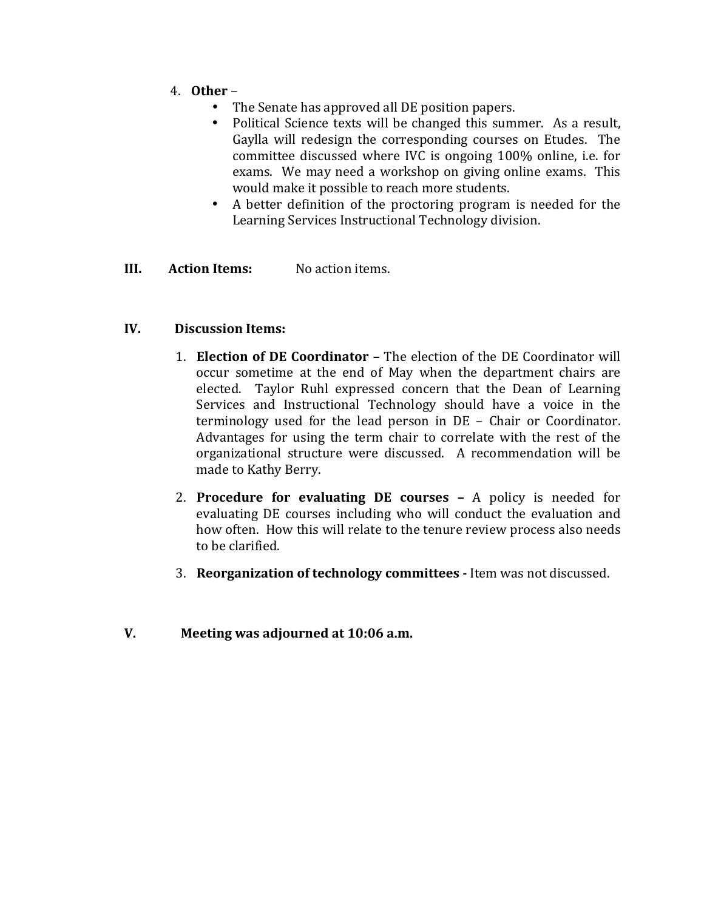4. **Other** –
   - The Senate has approved all DE position papers.
   - Political Science texts will be changed this summer. As a result, Gaylla will redesign the corresponding courses on Etudes. The committee discussed where IVC is ongoing 100% online, i.e. for exams. We may need a workshop on giving online exams. This would make it possible to reach more students.
   - A better definition of the proctoring program is needed for the Learning Services Instructional Technology division.

**III. Action Items:** No action items.

**IV. Discussion Items:**

1. **Election of DE Coordinator –** The election of the DE Coordinator will occur sometime at the end of May when the department chairs are elected. Taylor Ruhl expressed concern that the Dean of Learning Services and Instructional Technology should have a voice in the terminology used for the lead person in DE – Chair or Coordinator. Advantages for using the term chair to correlate with the rest of the organizational structure were discussed. A recommendation will be made to Kathy Berry.

2. **Procedure for evaluating DE courses –** A policy is needed for evaluating DE courses including who will conduct the evaluation and how often. How this will relate to the tenure review process also needs to be clarified.

3. **Reorganization of technology committees -** Item was not discussed.

**V. Meeting was adjourned at 10:06 a.m.**